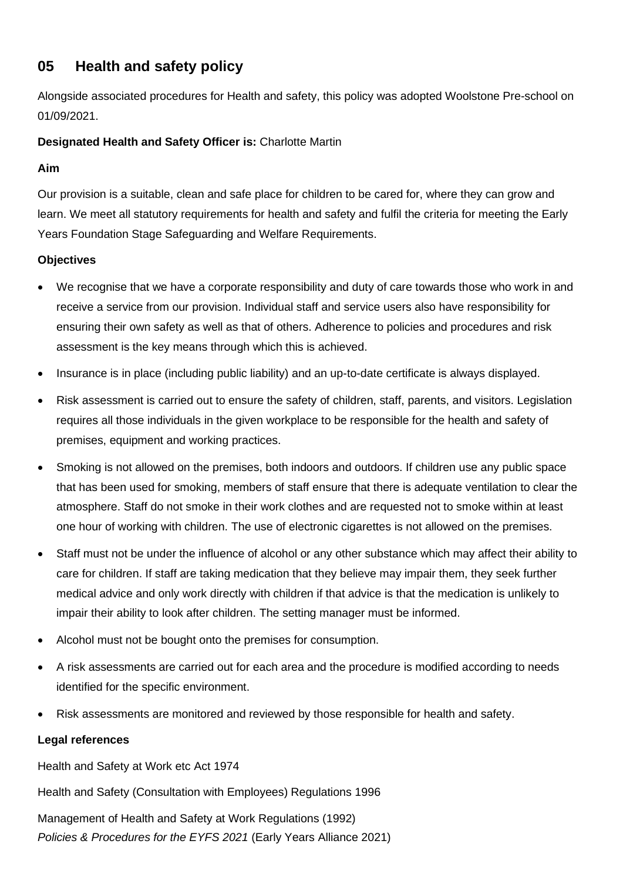## 05 Health and safety policy

Alongside associated procedures for Health and safety, this policy was adopted Woolstone Pre-school on 01/09/2021.

**Designated Health and Safety Officer is:** Charlotte Martin

**Aim**

Our provision is a suitable, clean and safe place for children to be cared for, where they can grow and learn. We meet all statutory requirements for health and safety and fulfil the criteria for meeting the Early Years Foundation Stage Safeguarding and Welfare Requirements.

**Objectives**

- We recognise that we have a corporate responsibility and duty of care towards those who work in and receive a service from our provision. Individual staff and service users also have responsibility for ensuring their own safety as well as that of others. Adherence to policies and procedures and risk assessment is the key means through which this is achieved.
- Insurance is in place (including public liability) and an up-to-date certificate is always displayed.
- Risk assessment is carried out to ensure the safety of children, staff, parents, and visitors. Legislation requires all those individuals in the given workplace to be responsible for the health and safety of premises, equipment and working practices.
- Smoking is not allowed on the premises, both indoors and outdoors. If children use any public space that has been used for smoking, members of staff ensure that there is adequate ventilation to clear the atmosphere. Staff do not smoke in their work clothes and are requested not to smoke within at least one hour of working with children. The use of electronic cigarettes is not allowed on the premises.
- Staff must not be under the influence of alcohol or any other substance which may affect their ability to care for children. If staff are taking medication that they believe may impair them, they seek further medical advice and only work directly with children if that advice is that the medication is unlikely to impair their ability to look after children. The setting manager must be informed.
- Alcohol must not be bought onto the premises for consumption.
- A risk assessments are carried out for each area and the procedure is modified according to needs identified for the specific environment.
- Risk assessments are monitored and reviewed by those responsible for health and safety.

**Legal references**

Health and Safety at Work etc Act 1974

Health and Safety (Consultation with Employees) Regulations 1996

Management of Health and Safety at Work Regulations (1992)
*Policies & Procedures for the EYFS 2021* (Early Years Alliance 2021)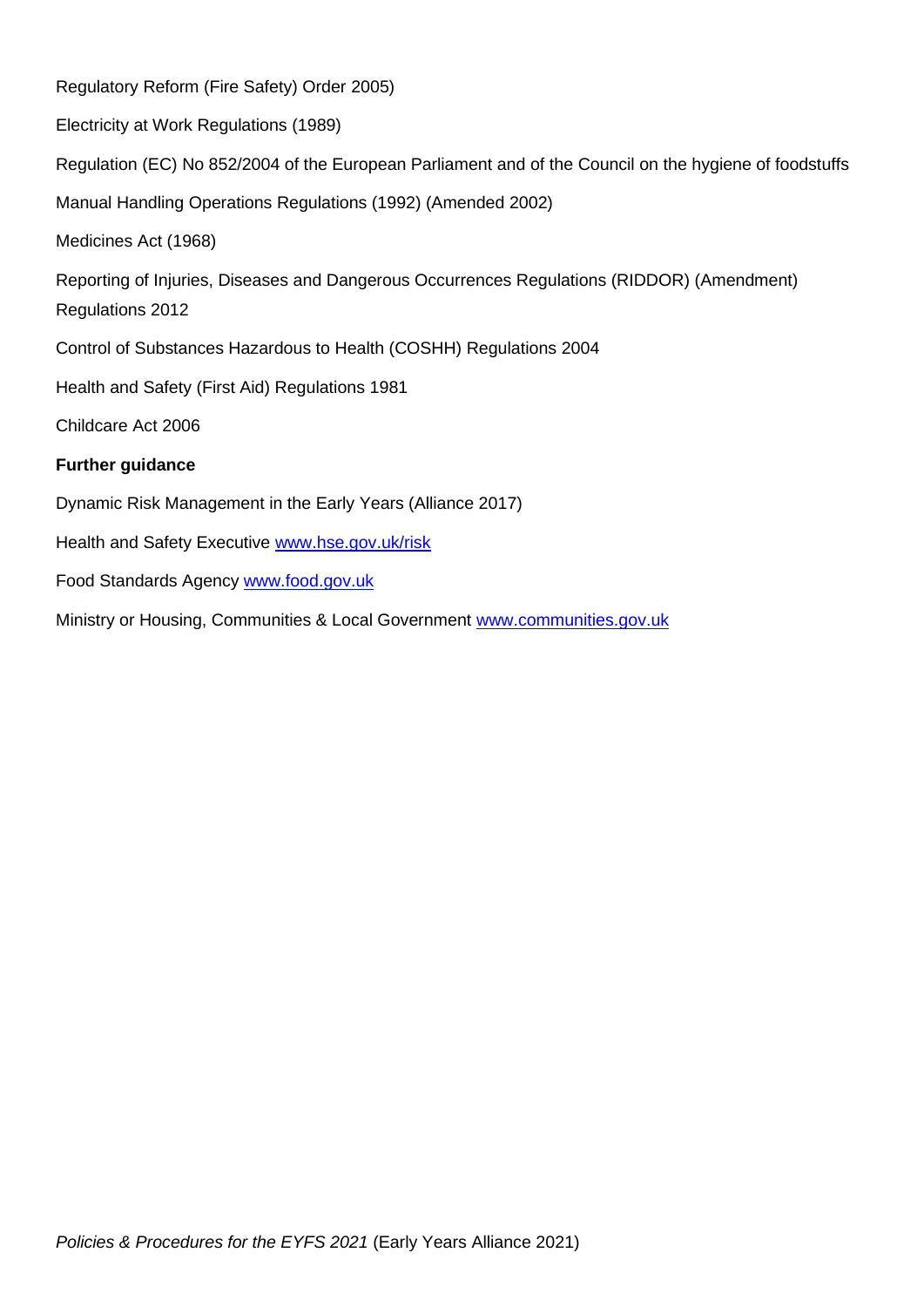Regulatory Reform (Fire Safety) Order 2005)

Electricity at Work Regulations (1989)

Regulation (EC) No 852/2004 of the European Parliament and of the Council on the hygiene of foodstuffs

Manual Handling Operations Regulations (1992) (Amended 2002)

Medicines Act (1968)

Reporting of Injuries, Diseases and Dangerous Occurrences Regulations (RIDDOR) (Amendment) Regulations 2012

Control of Substances Hazardous to Health (COSHH) Regulations 2004

Health and Safety (First Aid) Regulations 1981

Childcare Act 2006

**Further guidance**

Dynamic Risk Management in the Early Years (Alliance 2017)

Health and Safety Executive [www.hse.gov.uk/risk](www.hse.gov.uk/risk)

Food Standards Agency [www.food.gov.uk](www.food.gov.uk)

Ministry or Housing, Communities & Local Government [www.communities.gov.uk](www.communities.gov.uk)